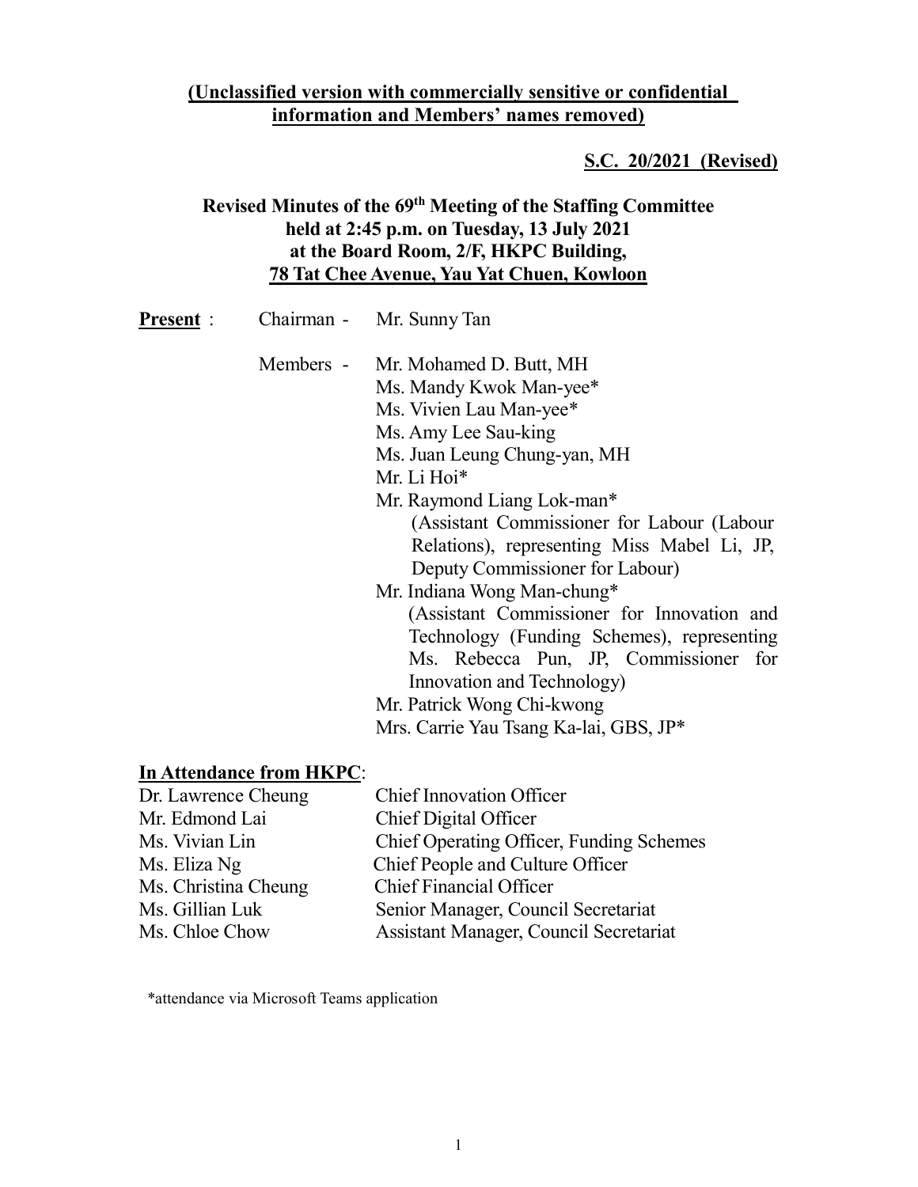**(Unclassified version with commercially sensitive or confidential information and Members' names removed)**

**S.C. 20/2021 (Revised)**

**Revised Minutes of the 69th Meeting of the Staffing Committee held at 2:45 p.m. on Tuesday, 13 July 2021 at the Board Room, 2/F, HKPC Building, 78 Tat Chee Avenue, Yau Yat Chuen, Kowloon**

**Present** :

Chairman - Mr. Sunny Tan

Members -
- Mr. Mohamed D. Butt, MH
- Ms. Mandy Kwok Man-yee*
- Ms. Vivien Lau Man-yee*
- Ms. Amy Lee Sau-king
- Ms. Juan Leung Chung-yan, MH
- Mr. Li Hoi*
- Mr. Raymond Liang Lok-man* (Assistant Commissioner for Labour (Labour Relations), representing Miss Mabel Li, JP, Deputy Commissioner for Labour)
- Mr. Indiana Wong Man-chung* (Assistant Commissioner for Innovation and Technology (Funding Schemes), representing Ms. Rebecca Pun, JP, Commissioner for Innovation and Technology)
- Mr. Patrick Wong Chi-kwong
- Mrs. Carrie Yau Tsang Ka-lai, GBS, JP*

**In Attendance from HKPC**:

| | |
|---|---|
| Dr. Lawrence Cheung | Chief Innovation Officer |
| Mr. Edmond Lai | Chief Digital Officer |
| Ms. Vivian Lin | Chief Operating Officer, Funding Schemes |
| Ms. Eliza Ng | Chief People and Culture Officer |
| Ms. Christina Cheung | Chief Financial Officer |
| Ms. Gillian Luk | Senior Manager, Council Secretariat |
| Ms. Chloe Chow | Assistant Manager, Council Secretariat |

*attendance via Microsoft Teams application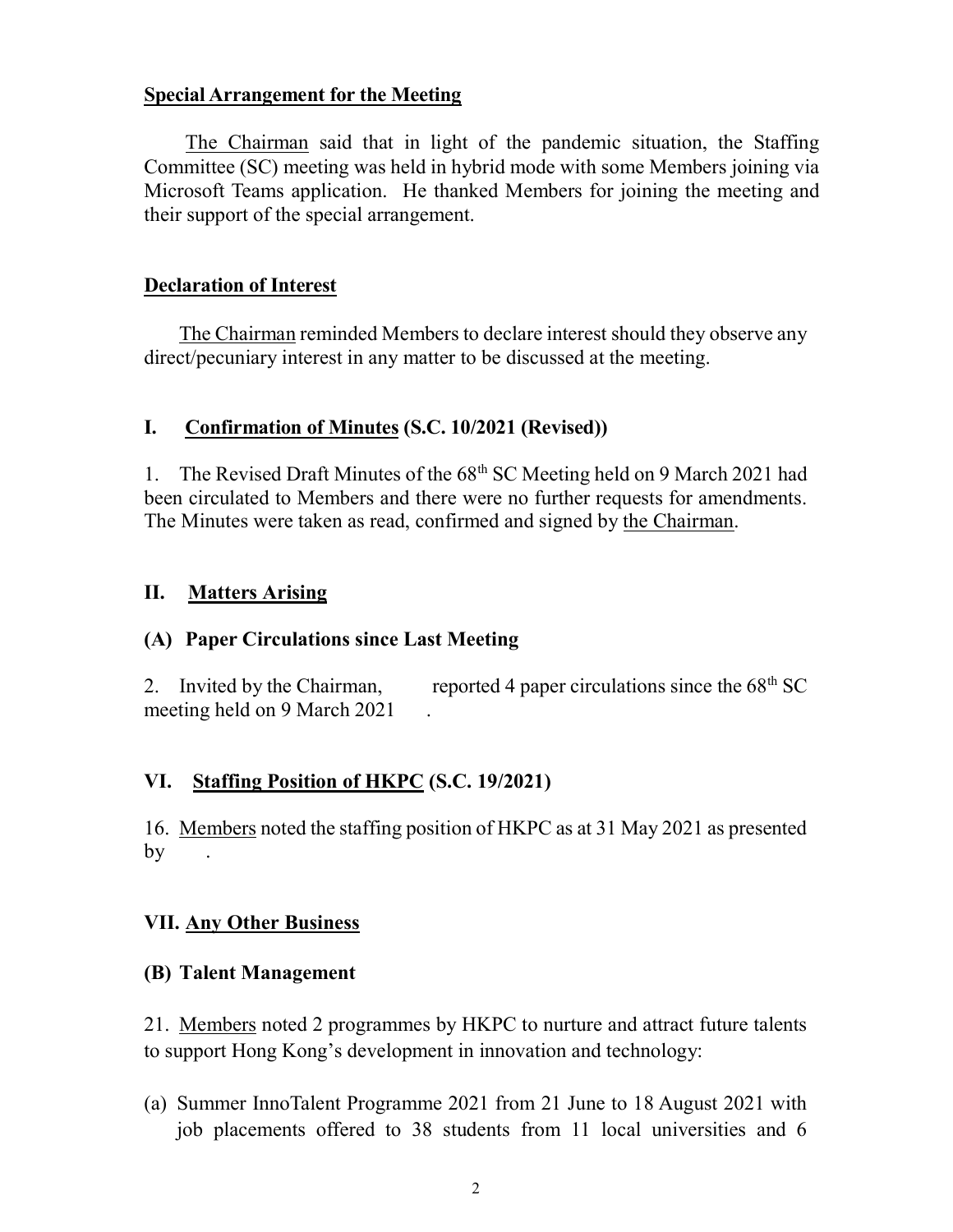**Special Arrangement for the Meeting**

The Chairman said that in light of the pandemic situation, the Staffing Committee (SC) meeting was held in hybrid mode with some Members joining via Microsoft Teams application. He thanked Members for joining the meeting and their support of the special arrangement.

**Declaration of Interest**

The Chairman reminded Members to declare interest should they observe any direct/pecuniary interest in any matter to be discussed at the meeting.

## I. Confirmation of Minutes (S.C. 10/2021 (Revised))

1. The Revised Draft Minutes of the 68th SC Meeting held on 9 March 2021 had been circulated to Members and there were no further requests for amendments. The Minutes were taken as read, confirmed and signed by the Chairman.

## II. Matters Arising

### (A) Paper Circulations since Last Meeting

2. Invited by the Chairman, reported 4 paper circulations since the 68th SC meeting held on 9 March 2021 .

## VI. Staffing Position of HKPC (S.C. 19/2021)

16. Members noted the staffing position of HKPC as at 31 May 2021 as presented by .

## VII. Any Other Business

### (B) Talent Management

21. Members noted 2 programmes by HKPC to nurture and attract future talents to support Hong Kong's development in innovation and technology:

(a) Summer InnoTalent Programme 2021 from 21 June to 18 August 2021 with job placements offered to 38 students from 11 local universities and 6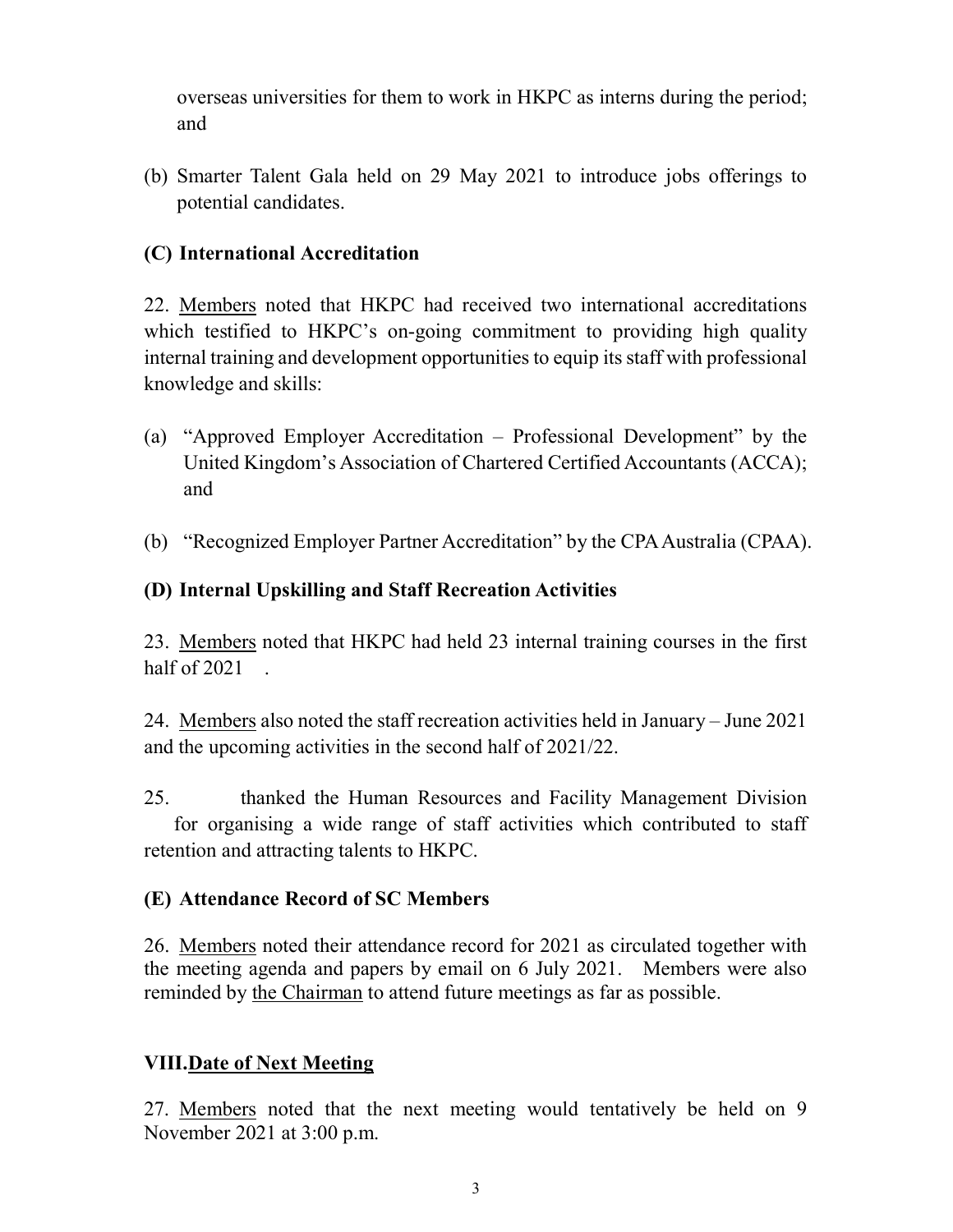overseas universities for them to work in HKPC as interns during the period; and

(b) Smarter Talent Gala held on 29 May 2021 to introduce jobs offerings to potential candidates.

**(C) International Accreditation**

22. Members noted that HKPC had received two international accreditations which testified to HKPC's on-going commitment to providing high quality internal training and development opportunities to equip its staff with professional knowledge and skills:

(a) "Approved Employer Accreditation – Professional Development" by the United Kingdom's Association of Chartered Certified Accountants (ACCA); and

(b) "Recognized Employer Partner Accreditation" by the CPA Australia (CPAA).

**(D) Internal Upskilling and Staff Recreation Activities**

23. Members noted that HKPC had held 23 internal training courses in the first half of 2021 .

24. Members also noted the staff recreation activities held in January – June 2021 and the upcoming activities in the second half of 2021/22.

25. thanked the Human Resources and Facility Management Division for organising a wide range of staff activities which contributed to staff retention and attracting talents to HKPC.

**(E) Attendance Record of SC Members**

26. Members noted their attendance record for 2021 as circulated together with the meeting agenda and papers by email on 6 July 2021. Members were also reminded by the Chairman to attend future meetings as far as possible.

**VIII. Date of Next Meeting**

27. Members noted that the next meeting would tentatively be held on 9 November 2021 at 3:00 p.m.